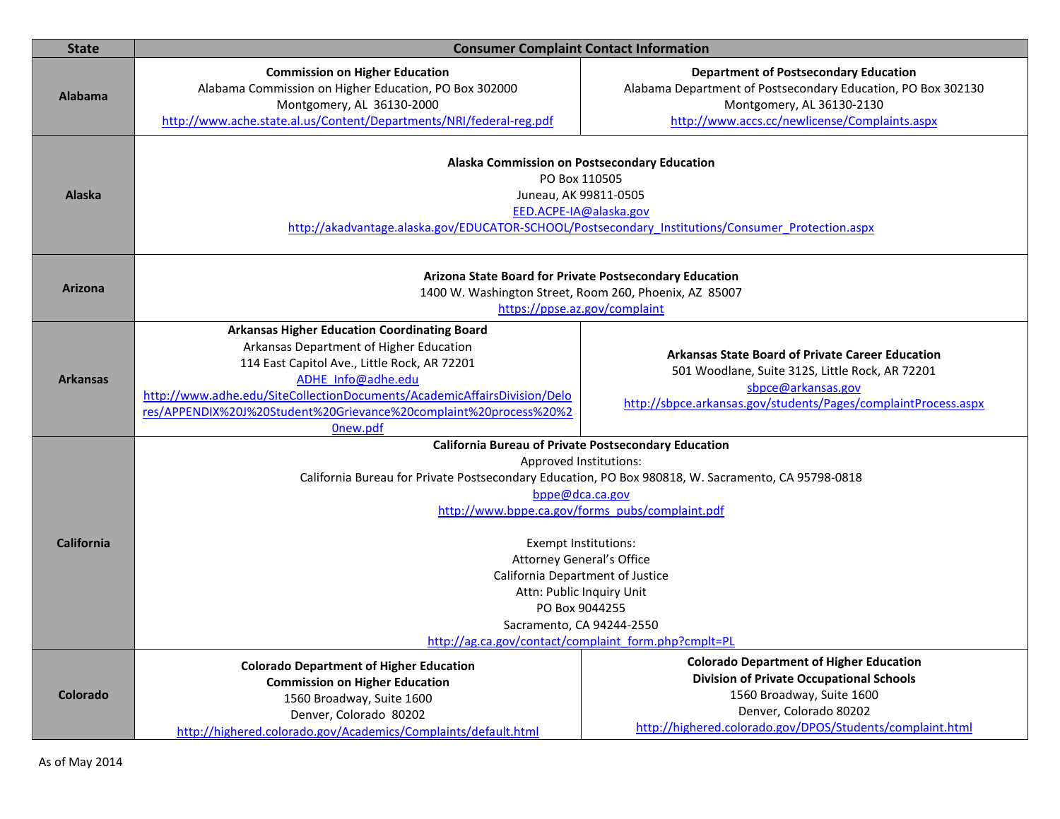| State | Consumer Complaint Contact Information | |
|---|---|---|
| **Alabama** | **Commission on Higher Education**<br>Alabama Commission on Higher Education, PO Box 302000<br>Montgomery, AL 36130-2000<br>http://www.ache.state.al.us/Content/Departments/NRI/federal-reg.pdf | **Department of Postsecondary Education**<br>Alabama Department of Postsecondary Education, PO Box 302130<br>Montgomery, AL 36130-2130<br>http://www.accs.cc/newlicense/Complaints.aspx |
| **Alaska** | **Alaska Commission on Postsecondary Education**<br>PO Box 110505<br>Juneau, AK 99811-0505<br>EED.ACPE-IA@alaska.gov<br>http://akadvantage.alaska.gov/EDUCATOR-SCHOOL/Postsecondary_Institutions/Consumer_Protection.aspx | |
| **Arizona** | **Arizona State Board for Private Postsecondary Education**<br>1400 W. Washington Street, Room 260, Phoenix, AZ 85007<br>https://ppse.az.gov/complaint | |
| **Arkansas** | **Arkansas Higher Education Coordinating Board**<br>Arkansas Department of Higher Education<br>114 East Capitol Ave., Little Rock, AR 72201<br>ADHE_Info@adhe.edu<br>http://www.adhe.edu/SiteCollectionDocuments/AcademicAffairsDivision/Delores/APPENDIX%20J%20Student%20Grievance%20complaint%20process%20%20new.pdf | **Arkansas State Board of Private Career Education**<br>501 Woodlane, Suite 312S, Little Rock, AR 72201<br>sbpce@arkansas.gov<br>http://sbpce.arkansas.gov/students/Pages/complaintProcess.aspx |
| **California** | **California Bureau of Private Postsecondary Education**<br>Approved Institutions:<br>California Bureau for Private Postsecondary Education, PO Box 980818, W. Sacramento, CA 95798-0818<br>bppe@dca.ca.gov<br>http://www.bppe.ca.gov/forms_pubs/complaint.pdf<br><br>Exempt Institutions:<br>Attorney General's Office<br>California Department of Justice<br>Attn: Public Inquiry Unit<br>PO Box 9044255<br>Sacramento, CA 94244-2550<br>http://ag.ca.gov/contact/complaint_form.php?cmplt=PL | |
| **Colorado** | **Colorado Department of Higher Education**<br>**Commission on Higher Education**<br>1560 Broadway, Suite 1600<br>Denver, Colorado 80202<br>http://highered.colorado.gov/Academics/Complaints/default.html | **Colorado Department of Higher Education**<br>**Division of Private Occupational Schools**<br>1560 Broadway, Suite 1600<br>Denver, Colorado 80202<br>http://highered.colorado.gov/DPOS/Students/complaint.html |

As of May 2014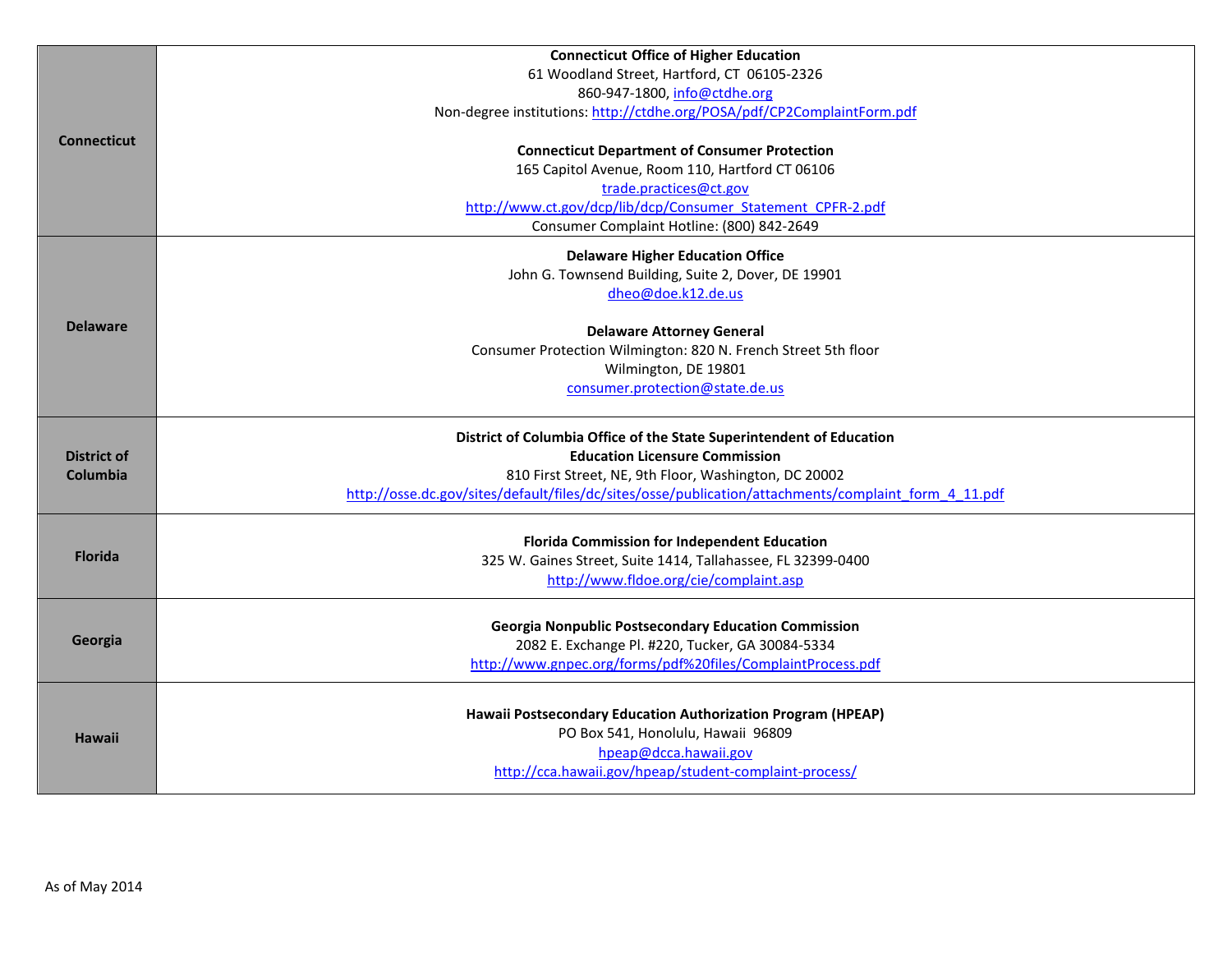| | |
|---|---|
| **Connecticut** | **Connecticut Office of Higher Education**<br>61 Woodland Street, Hartford, CT 06105-2326<br>860-947-1800, info@ctdhe.org<br>Non-degree institutions: http://ctdhe.org/POSA/pdf/CP2ComplaintForm.pdf<br><br>**Connecticut Department of Consumer Protection**<br>165 Capitol Avenue, Room 110, Hartford CT 06106<br>trade.practices@ct.gov<br>http://www.ct.gov/dcp/lib/dcp/Consumer_Statement_CPFR-2.pdf<br>Consumer Complaint Hotline: (800) 842-2649 |
| **Delaware** | **Delaware Higher Education Office**<br>John G. Townsend Building, Suite 2, Dover, DE 19901<br>dheo@doe.k12.de.us<br><br>**Delaware Attorney General**<br>Consumer Protection Wilmington: 820 N. French Street 5th floor<br>Wilmington, DE 19801<br>consumer.protection@state.de.us |
| **District of Columbia** | **District of Columbia Office of the State Superintendent of Education**<br>**Education Licensure Commission**<br>810 First Street, NE, 9th Floor, Washington, DC 20002<br>http://osse.dc.gov/sites/default/files/dc/sites/osse/publication/attachments/complaint_form_4_11.pdf |
| **Florida** | **Florida Commission for Independent Education**<br>325 W. Gaines Street, Suite 1414, Tallahassee, FL 32399-0400<br>http://www.fldoe.org/cie/complaint.asp |
| **Georgia** | **Georgia Nonpublic Postsecondary Education Commission**<br>2082 E. Exchange Pl. #220, Tucker, GA 30084-5334<br>http://www.gnpec.org/forms/pdf%20files/ComplaintProcess.pdf |
| **Hawaii** | **Hawaii Postsecondary Education Authorization Program (HPEAP)**<br>PO Box 541, Honolulu, Hawaii 96809<br>hpeap@dcca.hawaii.gov<br>http://cca.hawaii.gov/hpeap/student-complaint-process/ |

As of May 2014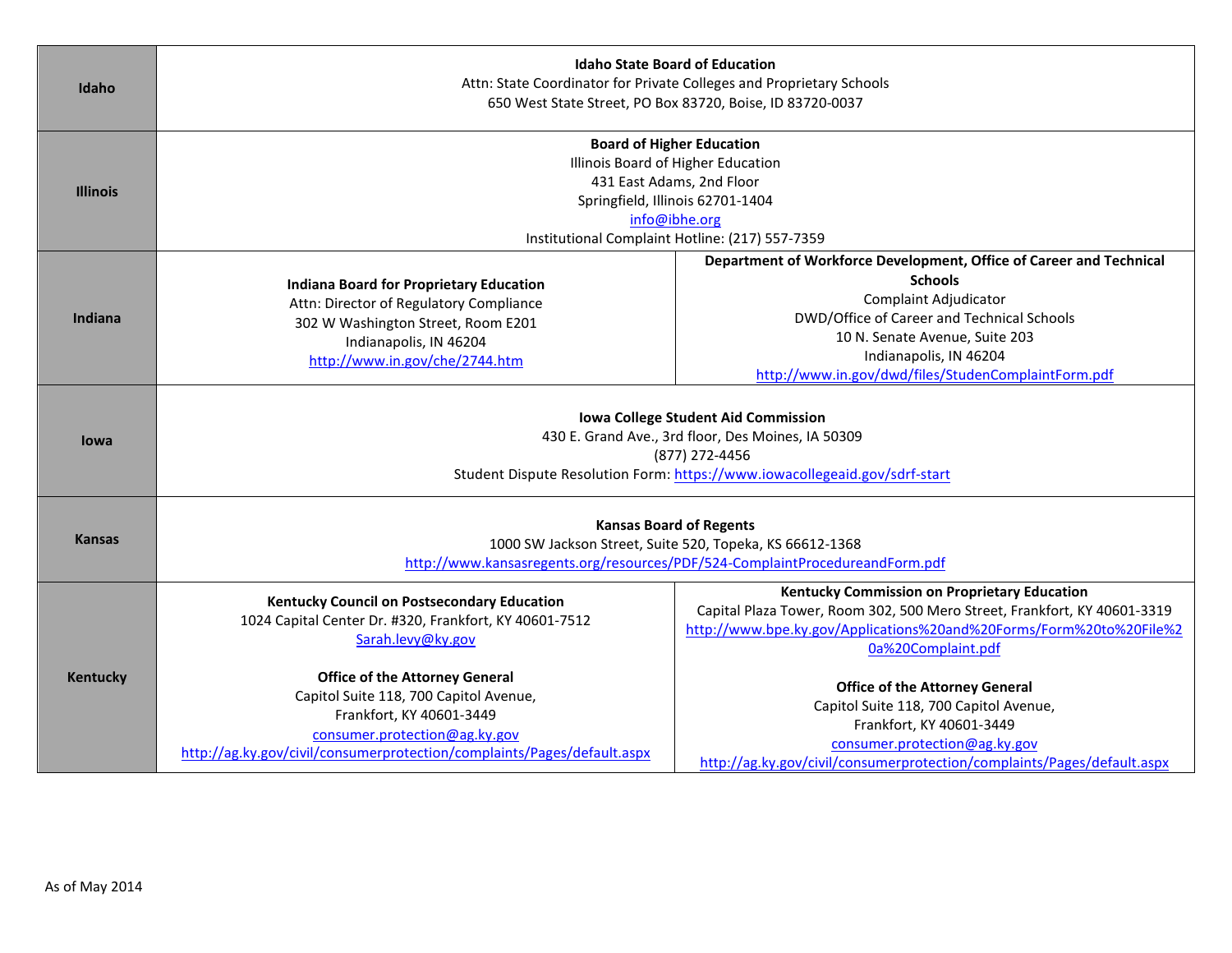| | | |
|---|---|---|
| **Idaho** | **Idaho State Board of Education**<br>Attn: State Coordinator for Private Colleges and Proprietary Schools<br>650 West State Street, PO Box 83720, Boise, ID 83720-0037 | |
| **Illinois** | **Board of Higher Education**<br>Illinois Board of Higher Education<br>431 East Adams, 2nd Floor<br>Springfield, Illinois 62701-1404<br>info@ibhe.org<br>Institutional Complaint Hotline: (217) 557-7359 | |
| **Indiana** | **Indiana Board for Proprietary Education**<br>Attn: Director of Regulatory Compliance<br>302 W Washington Street, Room E201<br>Indianapolis, IN 46204<br>http://www.in.gov/che/2744.htm | **Department of Workforce Development, Office of Career and Technical Schools**<br>Complaint Adjudicator<br>DWD/Office of Career and Technical Schools<br>10 N. Senate Avenue, Suite 203<br>Indianapolis, IN 46204<br>http://www.in.gov/dwd/files/StudenComplaintForm.pdf |
| **Iowa** | **Iowa College Student Aid Commission**<br>430 E. Grand Ave., 3rd floor, Des Moines, IA 50309<br>(877) 272-4456<br>Student Dispute Resolution Form: https://www.iowacollegeaid.gov/sdrf-start | |
| **Kansas** | **Kansas Board of Regents**<br>1000 SW Jackson Street, Suite 520, Topeka, KS 66612-1368<br>http://www.kansasregents.org/resources/PDF/524-ComplaintProcedureandForm.pdf | |
| **Kentucky** | **Kentucky Council on Postsecondary Education**<br>1024 Capital Center Dr. #320, Frankfort, KY 40601-7512<br>Sarah.levy@ky.gov<br><br>**Office of the Attorney General**<br>Capitol Suite 118, 700 Capitol Avenue,<br>Frankfort, KY 40601-3449<br>consumer.protection@ag.ky.gov<br>http://ag.ky.gov/civil/consumerprotection/complaints/Pages/default.aspx | **Kentucky Commission on Proprietary Education**<br>Capital Plaza Tower, Room 302, 500 Mero Street, Frankfort, KY 40601-3319<br>http://www.bpe.ky.gov/Applications%20and%20Forms/Form%20to%20File%20a%20Complaint.pdf<br><br>**Office of the Attorney General**<br>Capitol Suite 118, 700 Capitol Avenue,<br>Frankfort, KY 40601-3449<br>consumer.protection@ag.ky.gov<br>http://ag.ky.gov/civil/consumerprotection/complaints/Pages/default.aspx |

As of May 2014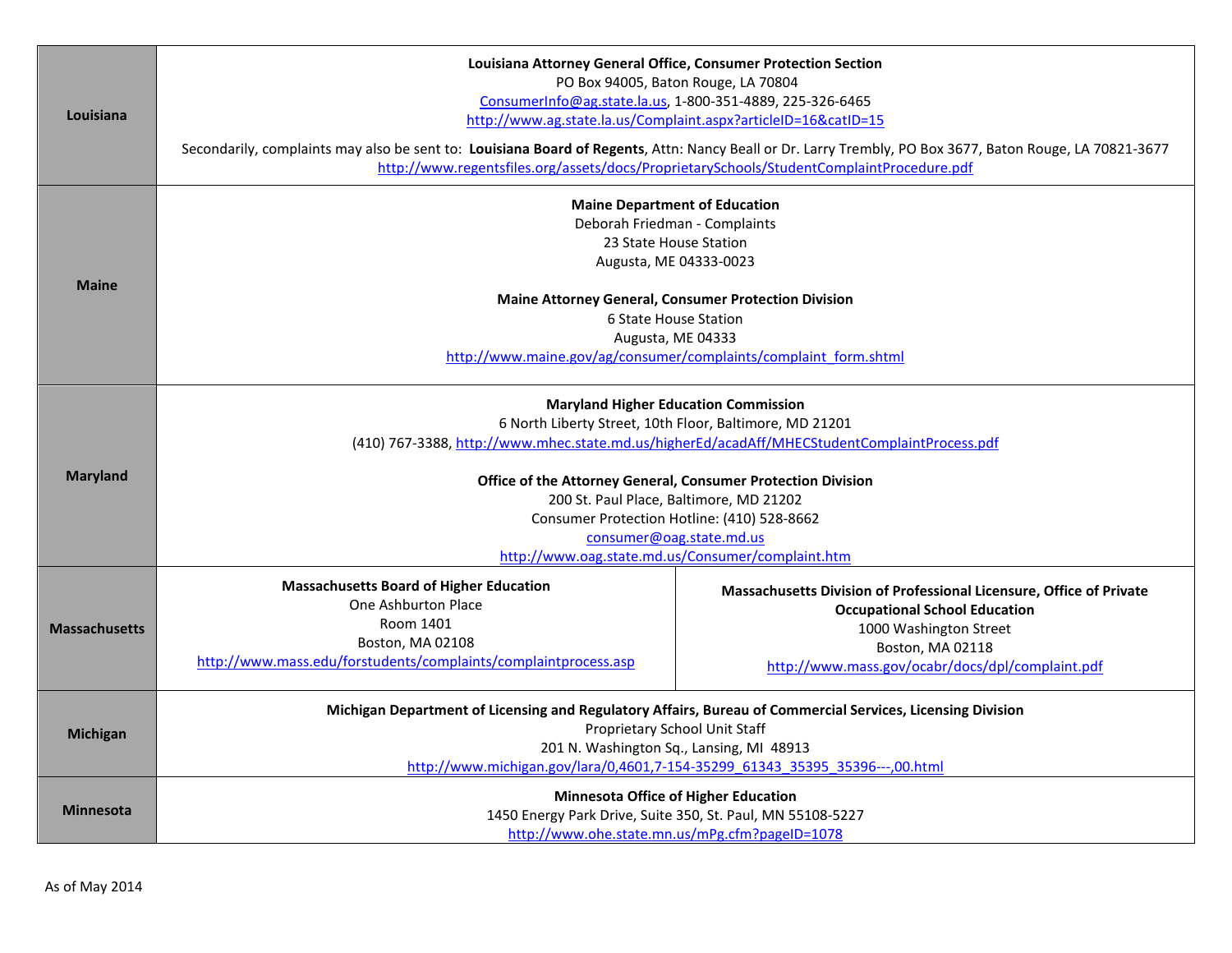| | | |
|---|---|---|
| **Louisiana** | **Louisiana Attorney General Office, Consumer Protection Section**<br>PO Box 94005, Baton Rouge, LA 70804<br>ConsumerInfo@ag.state.la.us, 1-800-351-4889, 225-326-6465<br>http://www.ag.state.la.us/Complaint.aspx?articleID=16&catID=15<br><br>Secondarily, complaints may also be sent to: **Louisiana Board of Regents**, Attn: Nancy Beall or Dr. Larry Trembly, PO Box 3677, Baton Rouge, LA 70821-3677<br>http://www.regentsfiles.org/assets/docs/ProprietarySchools/StudentComplaintProcedure.pdf | |
| **Maine** | **Maine Department of Education**<br>Deborah Friedman - Complaints<br>23 State House Station<br>Augusta, ME 04333-0023<br><br>**Maine Attorney General, Consumer Protection Division**<br>6 State House Station<br>Augusta, ME 04333<br>http://www.maine.gov/ag/consumer/complaints/complaint_form.shtml | |
| **Maryland** | **Maryland Higher Education Commission**<br>6 North Liberty Street, 10th Floor, Baltimore, MD 21201<br>(410) 767-3388, http://www.mhec.state.md.us/higherEd/acadAff/MHECStudentComplaintProcess.pdf<br><br>**Office of the Attorney General, Consumer Protection Division**<br>200 St. Paul Place, Baltimore, MD 21202<br>Consumer Protection Hotline: (410) 528-8662<br>consumer@oag.state.md.us<br>http://www.oag.state.md.us/Consumer/complaint.htm | |
| **Massachusetts** | **Massachusetts Board of Higher Education**<br>One Ashburton Place<br>Room 1401<br>Boston, MA 02108<br>http://www.mass.edu/forstudents/complaints/complaintprocess.asp | **Massachusetts Division of Professional Licensure, Office of Private Occupational School Education**<br>1000 Washington Street<br>Boston, MA 02118<br>http://www.mass.gov/ocabr/docs/dpl/complaint.pdf |
| **Michigan** | **Michigan Department of Licensing and Regulatory Affairs, Bureau of Commercial Services, Licensing Division**<br>Proprietary School Unit Staff<br>201 N. Washington Sq., Lansing, MI 48913<br>http://www.michigan.gov/lara/0,4601,7-154-35299_61343_35395_35396---,00.html | |
| **Minnesota** | **Minnesota Office of Higher Education**<br>1450 Energy Park Drive, Suite 350, St. Paul, MN 55108-5227<br>http://www.ohe.state.mn.us/mPg.cfm?pageID=1078 | |

As of May 2014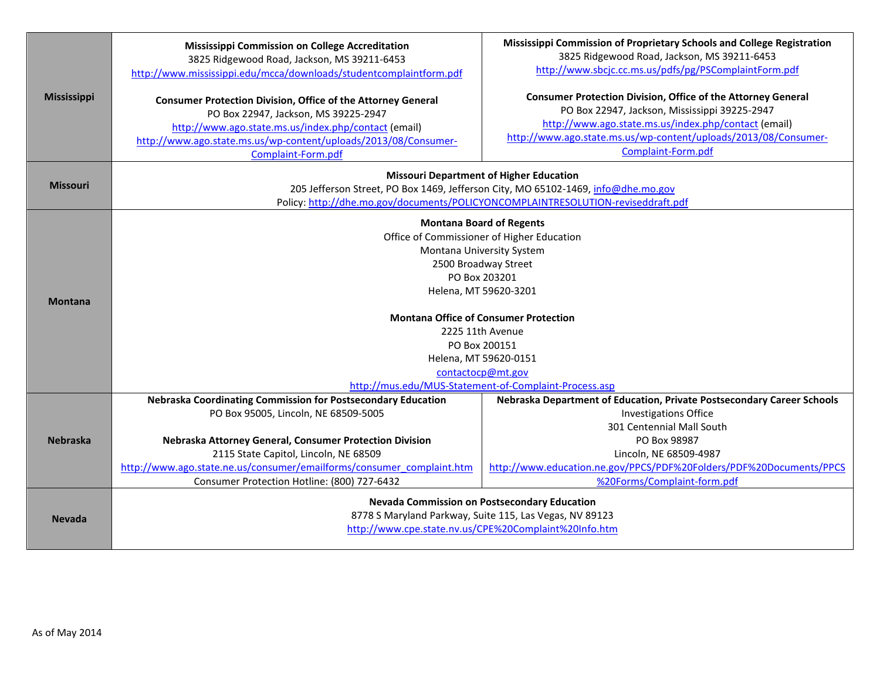| | | |
|---|---|---|
| **Mississippi** | **Mississippi Commission on College Accreditation**<br>3825 Ridgewood Road, Jackson, MS 39211-6453<br>http://www.mississippi.edu/mcca/downloads/studentcomplaintform.pdf<br><br>**Consumer Protection Division, Office of the Attorney General**<br>PO Box 22947, Jackson, MS 39225-2947<br>http://www.ago.state.ms.us/index.php/contact (email)<br>http://www.ago.state.ms.us/wp-content/uploads/2013/08/Consumer-Complaint-Form.pdf | **Mississippi Commission of Proprietary Schools and College Registration**<br>3825 Ridgewood Road, Jackson, MS 39211-6453<br>http://www.sbcjc.cc.ms.us/pdfs/pg/PSComplaintForm.pdf<br><br>**Consumer Protection Division, Office of the Attorney General**<br>PO Box 22947, Jackson, Mississippi 39225-2947<br>http://www.ago.state.ms.us/index.php/contact (email)<br>http://www.ago.state.ms.us/wp-content/uploads/2013/08/Consumer-Complaint-Form.pdf |
| **Missouri** | **Missouri Department of Higher Education**<br>205 Jefferson Street, PO Box 1469, Jefferson City, MO 65102-1469, info@dhe.mo.gov<br>Policy: http://dhe.mo.gov/documents/POLICYONCOMPLAINTRESOLUTION-reviseddraft.pdf | |
| **Montana** | **Montana Board of Regents**<br>Office of Commissioner of Higher Education<br>Montana University System<br>2500 Broadway Street<br>PO Box 203201<br>Helena, MT 59620-3201<br><br>**Montana Office of Consumer Protection**<br>2225 11th Avenue<br>PO Box 200151<br>Helena, MT 59620-0151<br>contactocp@mt.gov<br>http://mus.edu/MUS-Statement-of-Complaint-Process.asp | |
| **Nebraska** | **Nebraska Coordinating Commission for Postsecondary Education**<br>PO Box 95005, Lincoln, NE 68509-5005<br><br>**Nebraska Attorney General, Consumer Protection Division**<br>2115 State Capitol, Lincoln, NE 68509<br>http://www.ago.state.ne.us/consumer/emailforms/consumer_complaint.htm<br>Consumer Protection Hotline: (800) 727-6432 | **Nebraska Department of Education, Private Postsecondary Career Schools**<br>Investigations Office<br>301 Centennial Mall South<br>PO Box 98987<br>Lincoln, NE 68509-4987<br>http://www.education.ne.gov/PPCS/PDF%20Folders/PDF%20Documents/PPCS%20Forms/Complaint-form.pdf |
| **Nevada** | **Nevada Commission on Postsecondary Education**<br>8778 S Maryland Parkway, Suite 115, Las Vegas, NV 89123<br>http://www.cpe.state.nv.us/CPE%20Complaint%20Info.htm | |

As of May 2014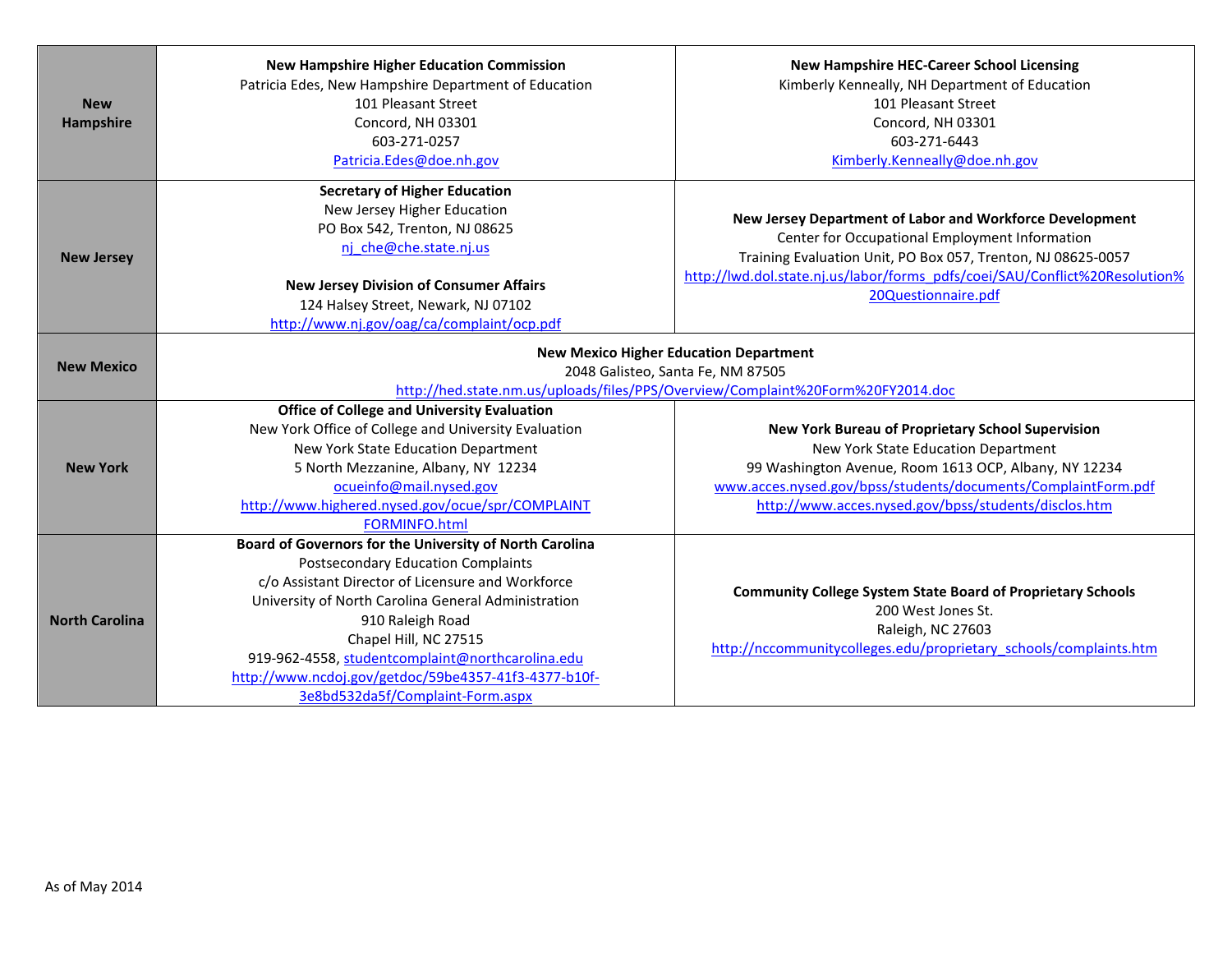| | | |
|---|---|---|
| **New Hampshire** | **New Hampshire Higher Education Commission**<br>Patricia Edes, New Hampshire Department of Education<br>101 Pleasant Street<br>Concord, NH 03301<br>603-271-0257<br>Patricia.Edes@doe.nh.gov | **New Hampshire HEC-Career School Licensing**<br>Kimberly Kenneally, NH Department of Education<br>101 Pleasant Street<br>Concord, NH 03301<br>603-271-6443<br>Kimberly.Kenneally@doe.nh.gov |
| **New Jersey** | **Secretary of Higher Education**<br>New Jersey Higher Education<br>PO Box 542, Trenton, NJ 08625<br>nj_che@che.state.nj.us<br><br>**New Jersey Division of Consumer Affairs**<br>124 Halsey Street, Newark, NJ 07102<br>http://www.nj.gov/oag/ca/complaint/ocp.pdf | **New Jersey Department of Labor and Workforce Development**<br>Center for Occupational Employment Information<br>Training Evaluation Unit, PO Box 057, Trenton, NJ 08625-0057<br>http://lwd.dol.state.nj.us/labor/forms_pdfs/coei/SAU/Conflict%20Resolution%20Questionnaire.pdf |
| **New Mexico** | **New Mexico Higher Education Department**<br>2048 Galisteo, Santa Fe, NM 87505<br>http://hed.state.nm.us/uploads/files/PPS/Overview/Complaint%20Form%20FY2014.doc | |
| **New York** | **Office of College and University Evaluation**<br>New York Office of College and University Evaluation<br>New York State Education Department<br>5 North Mezzanine, Albany, NY 12234<br>ocueinfo@mail.nysed.gov<br>http://www.highered.nysed.gov/ocue/spr/COMPLAINTFORMINFO.html | **New York Bureau of Proprietary School Supervision**<br>New York State Education Department<br>99 Washington Avenue, Room 1613 OCP, Albany, NY 12234<br>www.acces.nysed.gov/bpss/students/documents/ComplaintForm.pdf<br>http://www.acces.nysed.gov/bpss/students/disclos.htm |
| **North Carolina** | **Board of Governors for the University of North Carolina**<br>Postsecondary Education Complaints<br>c/o Assistant Director of Licensure and Workforce<br>University of North Carolina General Administration<br>910 Raleigh Road<br>Chapel Hill, NC 27515<br>919-962-4558, studentcomplaint@northcarolina.edu<br>http://www.ncdoj.gov/getdoc/59be4357-41f3-4377-b10f-3e8bd532da5f/Complaint-Form.aspx | **Community College System State Board of Proprietary Schools**<br>200 West Jones St.<br>Raleigh, NC 27603<br>http://nccommunitycolleges.edu/proprietary_schools/complaints.htm |

As of May 2014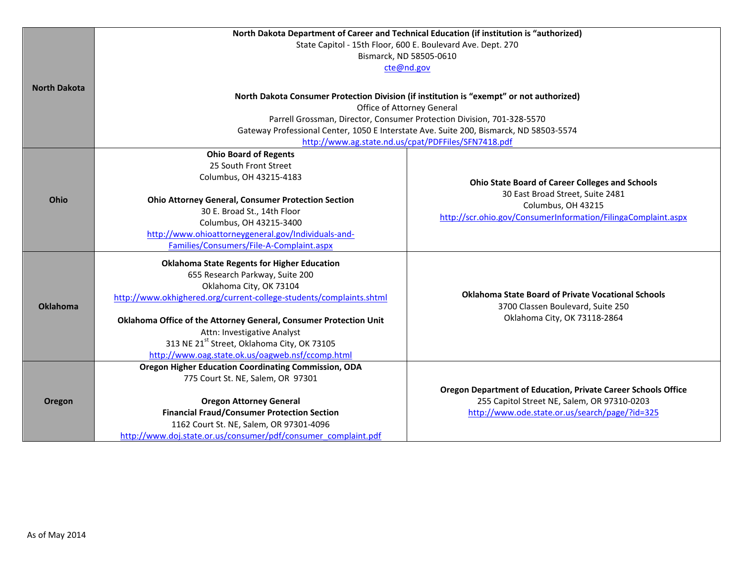| | | |
|---|---|---|
| **North Dakota** | **North Dakota Department of Career and Technical Education (if institution is "authorized)**<br>State Capitol - 15th Floor, 600 E. Boulevard Ave. Dept. 270<br>Bismarck, ND 58505-0610<br>cte@nd.gov<br><br>**North Dakota Consumer Protection Division (if institution is "exempt" or not authorized)**<br>Office of Attorney General<br>Parrell Grossman, Director, Consumer Protection Division, 701-328-5570<br>Gateway Professional Center, 1050 E Interstate Ave. Suite 200, Bismarck, ND 58503-5574<br>http://www.ag.state.nd.us/cpat/PDFFiles/SFN7418.pdf | |
| **Ohio** | **Ohio Board of Regents**<br>25 South Front Street<br>Columbus, OH 43215-4183<br><br>**Ohio Attorney General, Consumer Protection Section**<br>30 E. Broad St., 14th Floor<br>Columbus, OH 43215-3400<br>http://www.ohioattorneygeneral.gov/Individuals-and-Families/Consumers/File-A-Complaint.aspx | **Ohio State Board of Career Colleges and Schools**<br>30 East Broad Street, Suite 2481<br>Columbus, OH 43215<br>http://scr.ohio.gov/ConsumerInformation/FilingaComplaint.aspx |
| **Oklahoma** | **Oklahoma State Regents for Higher Education**<br>655 Research Parkway, Suite 200<br>Oklahoma City, OK 73104<br>http://www.okhighered.org/current-college-students/complaints.shtml<br><br>**Oklahoma Office of the Attorney General, Consumer Protection Unit**<br>Attn: Investigative Analyst<br>313 NE 21st Street, Oklahoma City, OK 73105<br>http://www.oag.state.ok.us/oagweb.nsf/ccomp.html | **Oklahoma State Board of Private Vocational Schools**<br>3700 Classen Boulevard, Suite 250<br>Oklahoma City, OK 73118-2864 |
| **Oregon** | **Oregon Higher Education Coordinating Commission, ODA**<br>775 Court St. NE, Salem, OR 97301<br><br>**Oregon Attorney General**<br>**Financial Fraud/Consumer Protection Section**<br>1162 Court St. NE, Salem, OR 97301-4096<br>http://www.doj.state.or.us/consumer/pdf/consumer_complaint.pdf | **Oregon Department of Education, Private Career Schools Office**<br>255 Capitol Street NE, Salem, OR 97310-0203<br>http://www.ode.state.or.us/search/page/?id=325 |

As of May 2014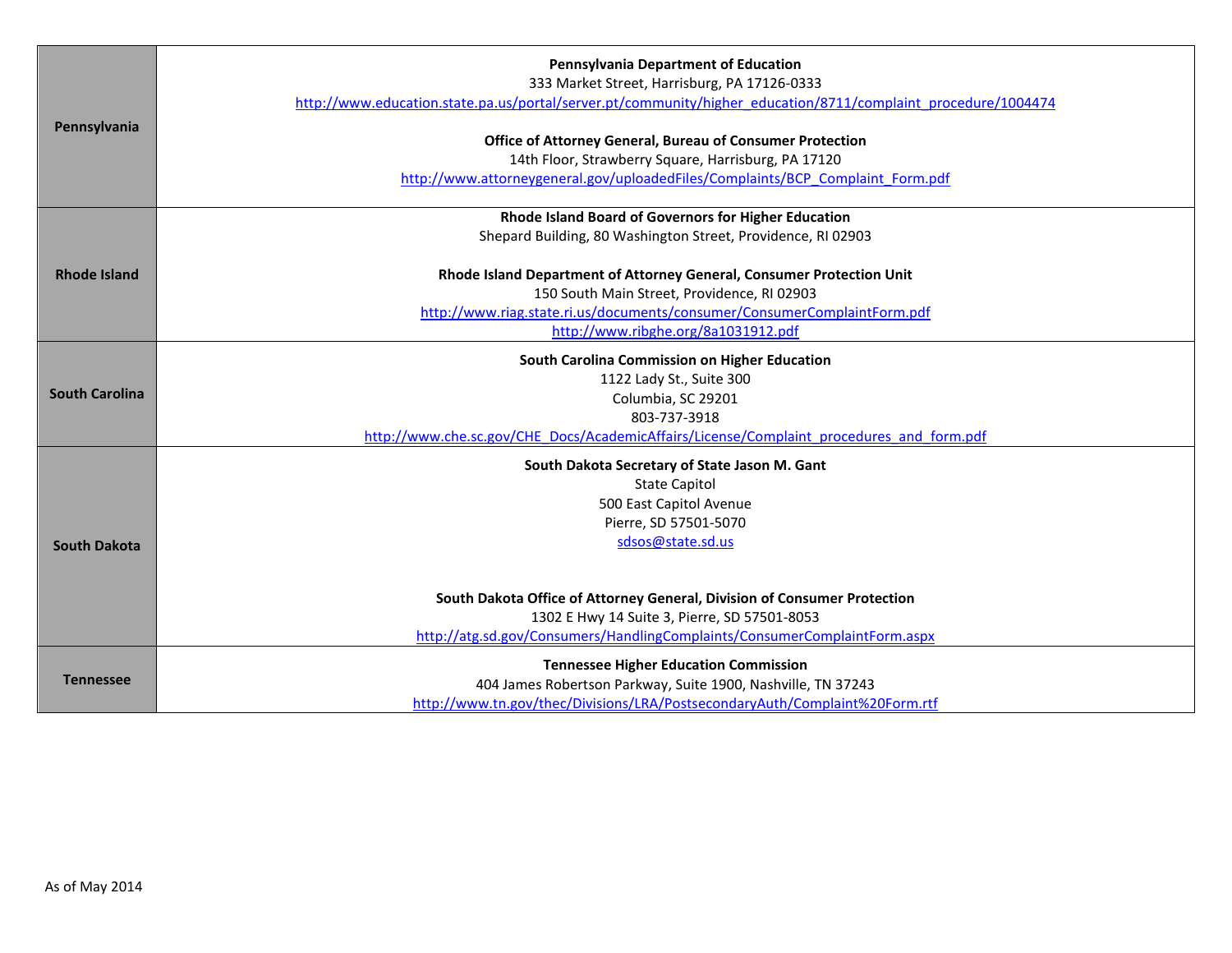| | |
|---|---|
| **Pennsylvania** | **Pennsylvania Department of Education**<br>333 Market Street, Harrisburg, PA 17126-0333<br>http://www.education.state.pa.us/portal/server.pt/community/higher_education/8711/complaint_procedure/1004474<br><br>**Office of Attorney General, Bureau of Consumer Protection**<br>14th Floor, Strawberry Square, Harrisburg, PA 17120<br>http://www.attorneygeneral.gov/uploadedFiles/Complaints/BCP_Complaint_Form.pdf |
| **Rhode Island** | **Rhode Island Board of Governors for Higher Education**<br>Shepard Building, 80 Washington Street, Providence, RI 02903<br><br>**Rhode Island Department of Attorney General, Consumer Protection Unit**<br>150 South Main Street, Providence, RI 02903<br>http://www.riag.state.ri.us/documents/consumer/ConsumerComplaintForm.pdf<br>http://www.ribghe.org/8a1031912.pdf |
| **South Carolina** | **South Carolina Commission on Higher Education**<br>1122 Lady St., Suite 300<br>Columbia, SC 29201<br>803-737-3918<br>http://www.che.sc.gov/CHE_Docs/AcademicAffairs/License/Complaint_procedures_and_form.pdf |
| **South Dakota** | **South Dakota Secretary of State Jason M. Gant**<br>State Capitol<br>500 East Capitol Avenue<br>Pierre, SD 57501-5070<br>sdsos@state.sd.us<br><br>**South Dakota Office of Attorney General, Division of Consumer Protection**<br>1302 E Hwy 14 Suite 3, Pierre, SD 57501-8053<br>http://atg.sd.gov/Consumers/HandlingComplaints/ConsumerComplaintForm.aspx |
| **Tennessee** | **Tennessee Higher Education Commission**<br>404 James Robertson Parkway, Suite 1900, Nashville, TN 37243<br>http://www.tn.gov/thec/Divisions/LRA/PostsecondaryAuth/Complaint%20Form.rtf |

As of May 2014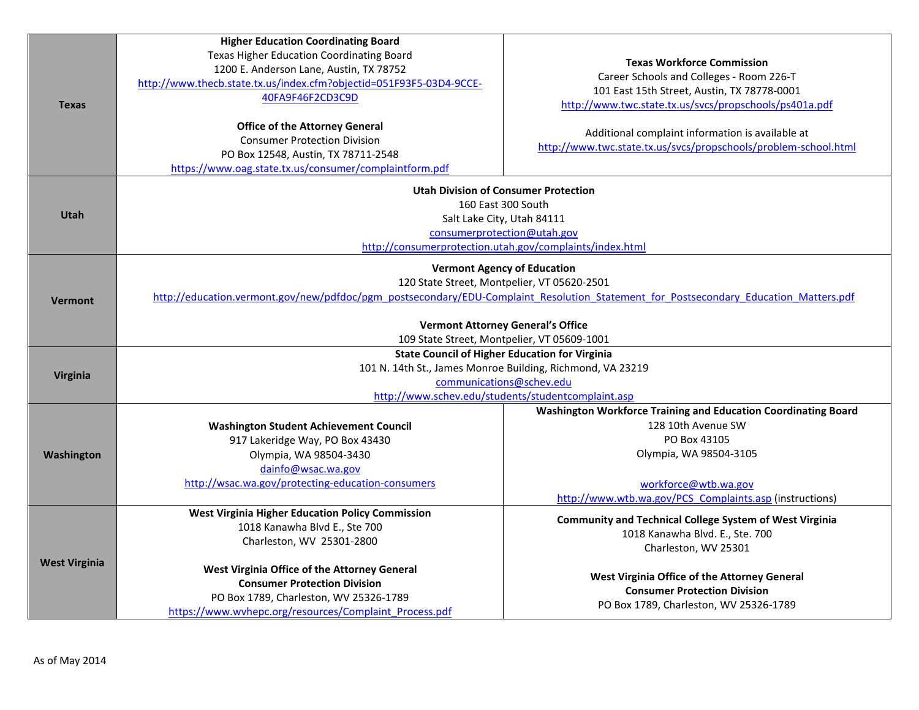| State | Agency | Agency |
| --- | --- | --- |
| **Texas** | **Higher Education Coordinating Board**<br>Texas Higher Education Coordinating Board<br>1200 E. Anderson Lane, Austin, TX 78752<br>http://www.thecb.state.tx.us/index.cfm?objectid=051F93F5-03D4-9CCE-40FA9F46F2CD3C9D<br><br>**Office of the Attorney General**<br>Consumer Protection Division<br>PO Box 12548, Austin, TX 78711-2548<br>https://www.oag.state.tx.us/consumer/complaintform.pdf | **Texas Workforce Commission**<br>Career Schools and Colleges - Room 226-T<br>101 East 15th Street, Austin, TX 78778-0001<br>http://www.twc.state.tx.us/svcs/propschools/ps401a.pdf<br><br>Additional complaint information is available at<br>http://www.twc.state.tx.us/svcs/propschools/problem-school.html |
| **Utah** | **Utah Division of Consumer Protection**<br>160 East 300 South<br>Salt Lake City, Utah 84111<br>consumerprotection@utah.gov<br>http://consumerprotection.utah.gov/complaints/index.html | |
| **Vermont** | **Vermont Agency of Education**<br>120 State Street, Montpelier, VT 05620-2501<br>http://education.vermont.gov/new/pdfdoc/pgm_postsecondary/EDU-Complaint_Resolution_Statement_for_Postsecondary_Education_Matters.pdf<br><br>**Vermont Attorney General's Office**<br>109 State Street, Montpelier, VT 05609-1001 | |
| **Virginia** | **State Council of Higher Education for Virginia**<br>101 N. 14th St., James Monroe Building, Richmond, VA 23219<br>communications@schev.edu<br>http://www.schev.edu/students/studentcomplaint.asp | |
| **Washington** | **Washington Student Achievement Council**<br>917 Lakeridge Way, PO Box 43430<br>Olympia, WA 98504-3430<br>dainfo@wsac.wa.gov<br>http://wsac.wa.gov/protecting-education-consumers | **Washington Workforce Training and Education Coordinating Board**<br>128 10th Avenue SW<br>PO Box 43105<br>Olympia, WA 98504-3105<br><br>workforce@wtb.wa.gov<br>http://www.wtb.wa.gov/PCS_Complaints.asp (instructions) |
| **West Virginia** | **West Virginia Higher Education Policy Commission**<br>1018 Kanawha Blvd E., Ste 700<br>Charleston, WV 25301-2800<br><br>**West Virginia Office of the Attorney General**<br>**Consumer Protection Division**<br>PO Box 1789, Charleston, WV 25326-1789<br>https://www.wvhepc.org/resources/Complaint_Process.pdf | **Community and Technical College System of West Virginia**<br>1018 Kanawha Blvd. E., Ste. 700<br>Charleston, WV 25301<br><br>**West Virginia Office of the Attorney General**<br>**Consumer Protection Division**<br>PO Box 1789, Charleston, WV 25326-1789 |

As of May 2014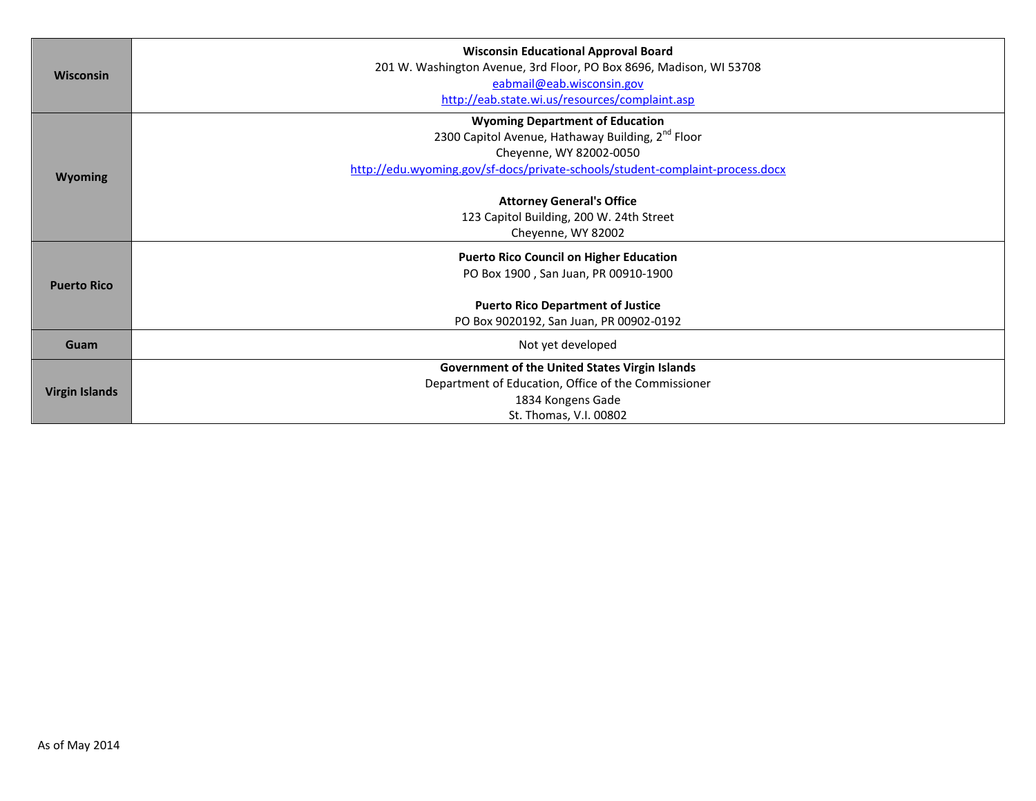| | |
|---|---|
| **Wisconsin** | **Wisconsin Educational Approval Board**<br>201 W. Washington Avenue, 3rd Floor, PO Box 8696, Madison, WI 53708<br>eabmail@eab.wisconsin.gov<br>http://eab.state.wi.us/resources/complaint.asp |
| **Wyoming** | **Wyoming Department of Education**<br>2300 Capitol Avenue, Hathaway Building, 2nd Floor<br>Cheyenne, WY 82002-0050<br>http://edu.wyoming.gov/sf-docs/private-schools/student-complaint-process.docx<br><br>**Attorney General's Office**<br>123 Capitol Building, 200 W. 24th Street<br>Cheyenne, WY 82002 |
| **Puerto Rico** | **Puerto Rico Council on Higher Education**<br>PO Box 1900 , San Juan, PR 00910-1900<br><br>**Puerto Rico Department of Justice**<br>PO Box 9020192, San Juan, PR 00902-0192 |
| **Guam** | Not yet developed |
| **Virgin Islands** | **Government of the United States Virgin Islands**<br>Department of Education, Office of the Commissioner<br>1834 Kongens Gade<br>St. Thomas, V.I. 00802 |

As of May 2014